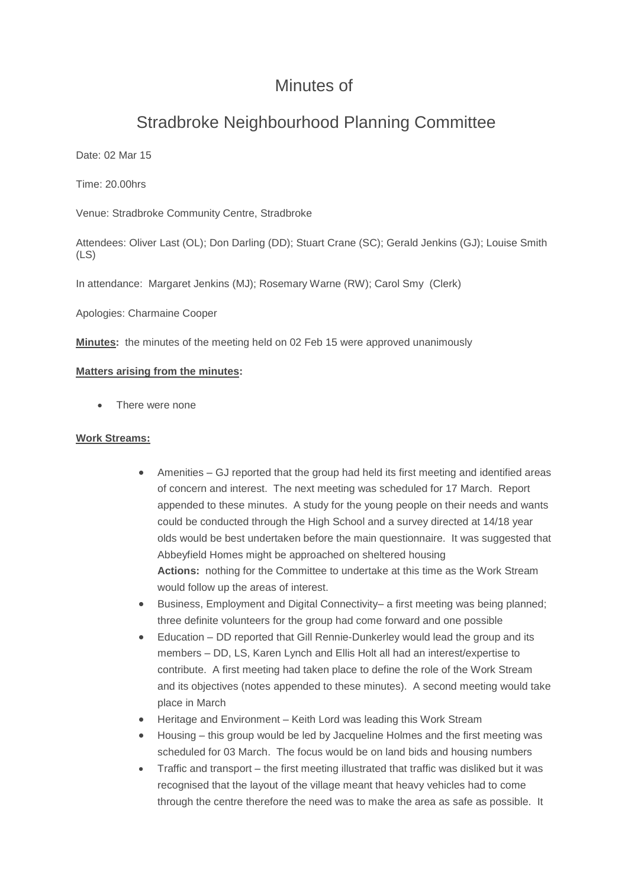# Minutes of

# Stradbroke Neighbourhood Planning Committee

Date: 02 Mar 15

Time: 20.00hrs

Venue: Stradbroke Community Centre, Stradbroke

Attendees: Oliver Last (OL); Don Darling (DD); Stuart Crane (SC); Gerald Jenkins (GJ); Louise Smith (LS)

In attendance: Margaret Jenkins (MJ); Rosemary Warne (RW); Carol Smy (Clerk)

Apologies: Charmaine Cooper

**Minutes:** the minutes of the meeting held on 02 Feb 15 were approved unanimously

**Matters arising from the minutes:**

- There were none

**Work Streams:**

- Amenities – GJ reported that the group had held its first meeting and identified areas of concern and interest. The next meeting was scheduled for 17 March. Report appended to these minutes. A study for the young people on their needs and wants could be conducted through the High School and a survey directed at 14/18 year olds would be best undertaken before the main questionnaire. It was suggested that Abbeyfield Homes might be approached on sheltered housing
  **Actions:** nothing for the Committee to undertake at this time as the Work Stream would follow up the areas of interest.
- Business, Employment and Digital Connectivity– a first meeting was being planned; three definite volunteers for the group had come forward and one possible
- Education – DD reported that Gill Rennie-Dunkerley would lead the group and its members – DD, LS, Karen Lynch and Ellis Holt all had an interest/expertise to contribute. A first meeting had taken place to define the role of the Work Stream and its objectives (notes appended to these minutes). A second meeting would take place in March
- Heritage and Environment – Keith Lord was leading this Work Stream
- Housing – this group would be led by Jacqueline Holmes and the first meeting was scheduled for 03 March. The focus would be on land bids and housing numbers
- Traffic and transport – the first meeting illustrated that traffic was disliked but it was recognised that the layout of the village meant that heavy vehicles had to come through the centre therefore the need was to make the area as safe as possible. It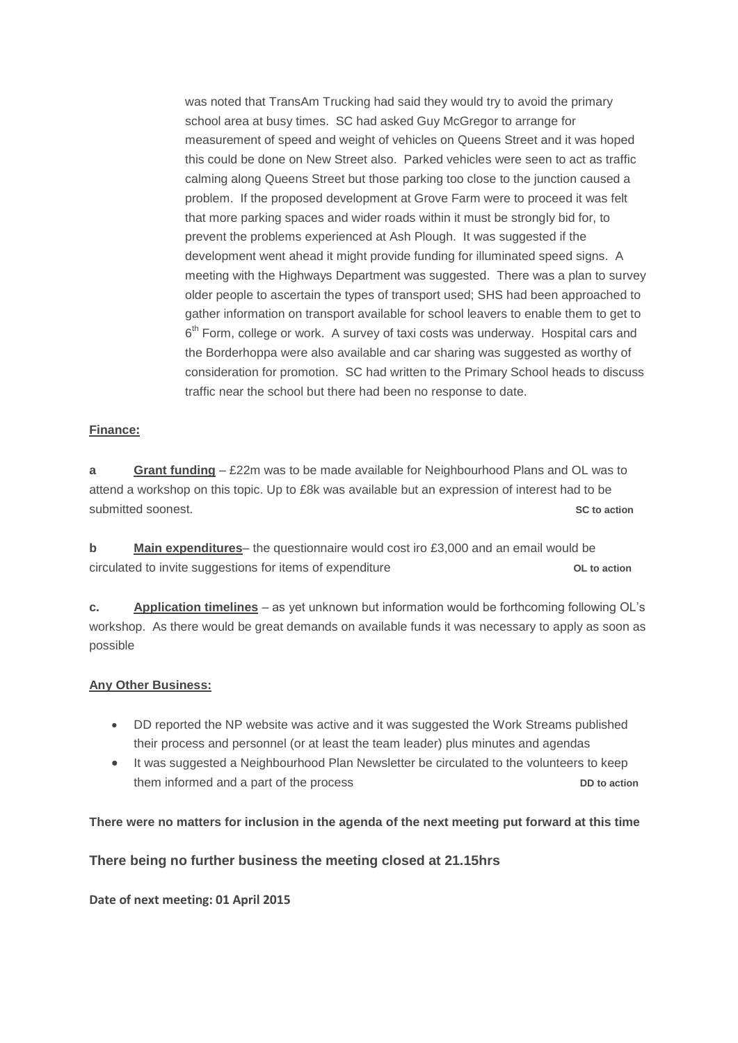was noted that TransAm Trucking had said they would try to avoid the primary school area at busy times. SC had asked Guy McGregor to arrange for measurement of speed and weight of vehicles on Queens Street and it was hoped this could be done on New Street also. Parked vehicles were seen to act as traffic calming along Queens Street but those parking too close to the junction caused a problem. If the proposed development at Grove Farm were to proceed it was felt that more parking spaces and wider roads within it must be strongly bid for, to prevent the problems experienced at Ash Plough. It was suggested if the development went ahead it might provide funding for illuminated speed signs. A meeting with the Highways Department was suggested. There was a plan to survey older people to ascertain the types of transport used; SHS had been approached to gather information on transport available for school leavers to enable them to get to 6th Form, college or work. A survey of taxi costs was underway. Hospital cars and the Borderhoppa were also available and car sharing was suggested as worthy of consideration for promotion. SC had written to the Primary School heads to discuss traffic near the school but there had been no response to date.

**Finance:**

**a** **Grant funding** – £22m was to be made available for Neighbourhood Plans and OL was to attend a workshop on this topic. Up to £8k was available but an expression of interest had to be submitted soonest. **SC to action**

**b** **Main expenditures**– the questionnaire would cost iro £3,000 and an email would be circulated to invite suggestions for items of expenditure **OL to action**

**c.** **Application timelines** – as yet unknown but information would be forthcoming following OL's workshop. As there would be great demands on available funds it was necessary to apply as soon as possible

**Any Other Business:**

- DD reported the NP website was active and it was suggested the Work Streams published their process and personnel (or at least the team leader) plus minutes and agendas
- It was suggested a Neighbourhood Plan Newsletter be circulated to the volunteers to keep them informed and a part of the process **DD to action**

**There were no matters for inclusion in the agenda of the next meeting put forward at this time**

**There being no further business the meeting closed at 21.15hrs**

**Date of next meeting: 01 April 2015**